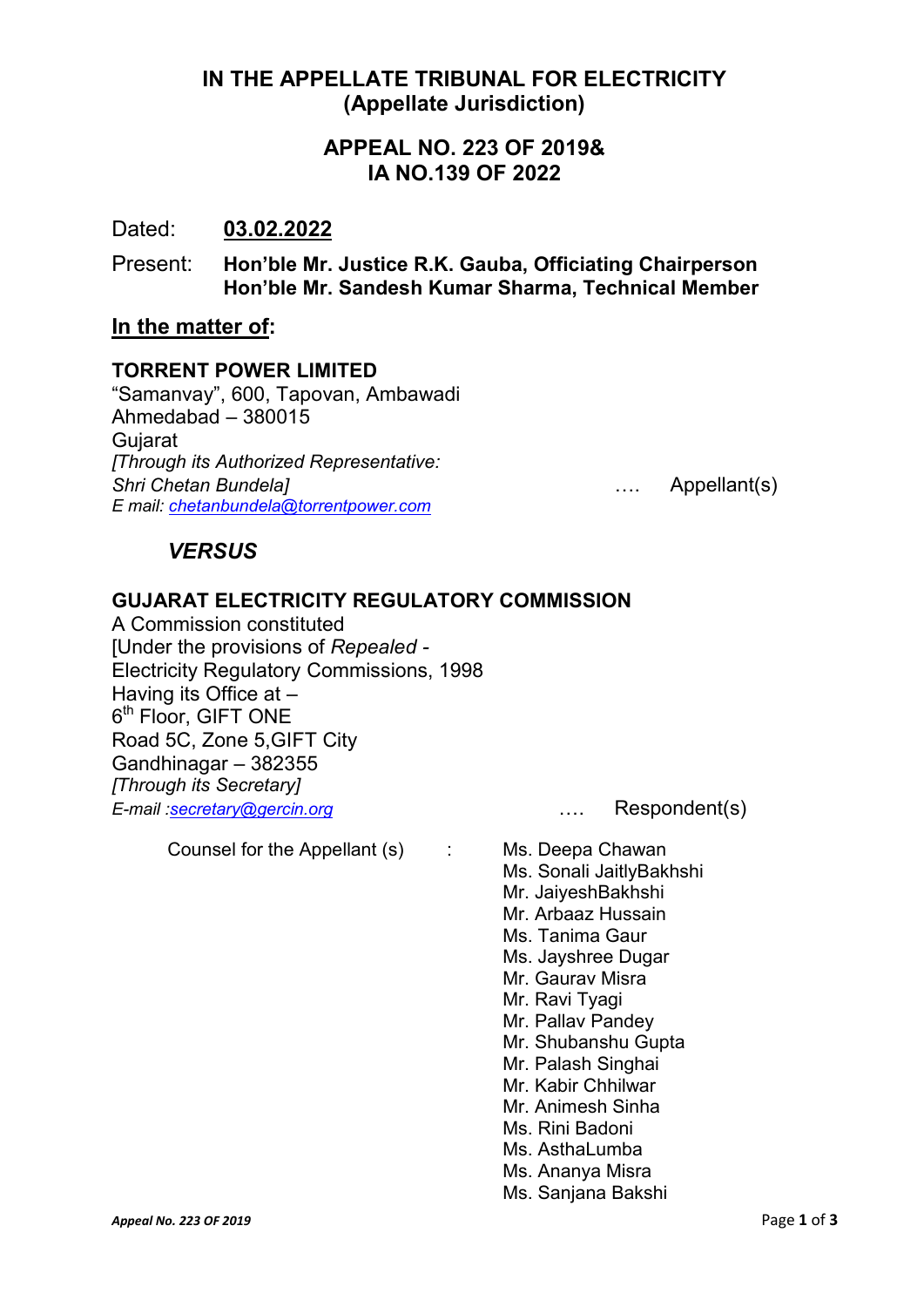# IN THE APPELLATE TRIBUNAL FOR ELECTRICITY
## (Appellate Jurisdiction)

## APPEAL NO. 223 OF 2019& IA NO.139 OF 2022

Dated: **03.02.2022**

Present: **Hon'ble Mr. Justice R.K. Gauba, Officiating Chairperson**
**Hon'ble Mr. Sandesh Kumar Sharma, Technical Member**

**In the matter of:**

**TORRENT POWER LIMITED**
"Samanvay", 600, Tapovan, Ambawadi
Ahmedabad – 380015
Gujarat
*[Through its Authorized Representative:*
*Shri Chetan Bundela]* …. Appellant(s)
*E mail: chetanbundela@torrentpower.com*

***VERSUS***

**GUJARAT ELECTRICITY REGULATORY COMMISSION**
A Commission constituted
[Under the provisions of *Repealed* -
Electricity Regulatory Commissions, 1998
Having its Office at –
6th Floor, GIFT ONE
Road 5C, Zone 5,GIFT City
Gandhinagar – 382355
*[Through its Secretary]*
*E-mail :secretary@gercin.org* …. Respondent(s)

Counsel for the Appellant (s) : Ms. Deepa Chawan
Ms. Sonali JaitlyBakhshi
Mr. JaiyeshBakhshi
Mr. Arbaaz Hussain
Ms. Tanima Gaur
Ms. Jayshree Dugar
Mr. Gaurav Misra
Mr. Ravi Tyagi
Mr. Pallav Pandey
Mr. Shubanshu Gupta
Mr. Palash Singhai
Mr. Kabir Chhilwar
Mr. Animesh Sinha
Ms. Rini Badoni
Ms. AsthaLumba
Ms. Ananya Misra
Ms. Sanjana Bakshi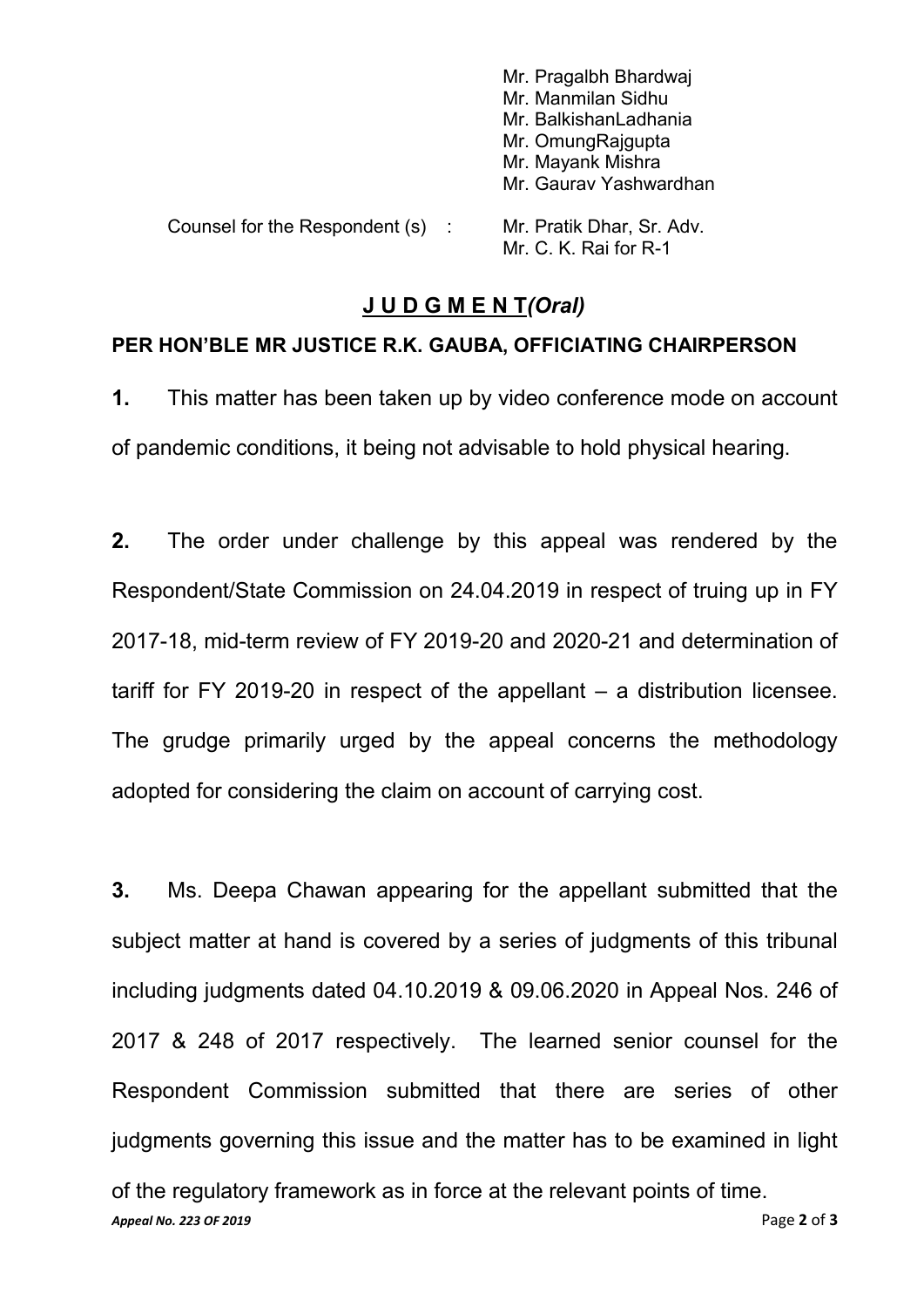Mr. Pragalbh Bhardwaj
Mr. Manmilan Sidhu
Mr. BalkishanLadhania
Mr. OmungRajgupta
Mr. Mayank Mishra
Mr. Gaurav Yashwardhan

Counsel for the Respondent (s) : Mr. Pratik Dhar, Sr. Adv.
Mr. C. K. Rai for R-1

## **J U D G M E N T** *(Oral)*

**PER HON'BLE MR JUSTICE R.K. GAUBA, OFFICIATING CHAIRPERSON**

**1.** This matter has been taken up by video conference mode on account of pandemic conditions, it being not advisable to hold physical hearing.

**2.** The order under challenge by this appeal was rendered by the Respondent/State Commission on 24.04.2019 in respect of truing up in FY 2017-18, mid-term review of FY 2019-20 and 2020-21 and determination of tariff for FY 2019-20 in respect of the appellant – a distribution licensee. The grudge primarily urged by the appeal concerns the methodology adopted for considering the claim on account of carrying cost.

**3.** Ms. Deepa Chawan appearing for the appellant submitted that the subject matter at hand is covered by a series of judgments of this tribunal including judgments dated 04.10.2019 & 09.06.2020 in Appeal Nos. 246 of 2017 & 248 of 2017 respectively. The learned senior counsel for the Respondent Commission submitted that there are series of other judgments governing this issue and the matter has to be examined in light of the regulatory framework as in force at the relevant points of time.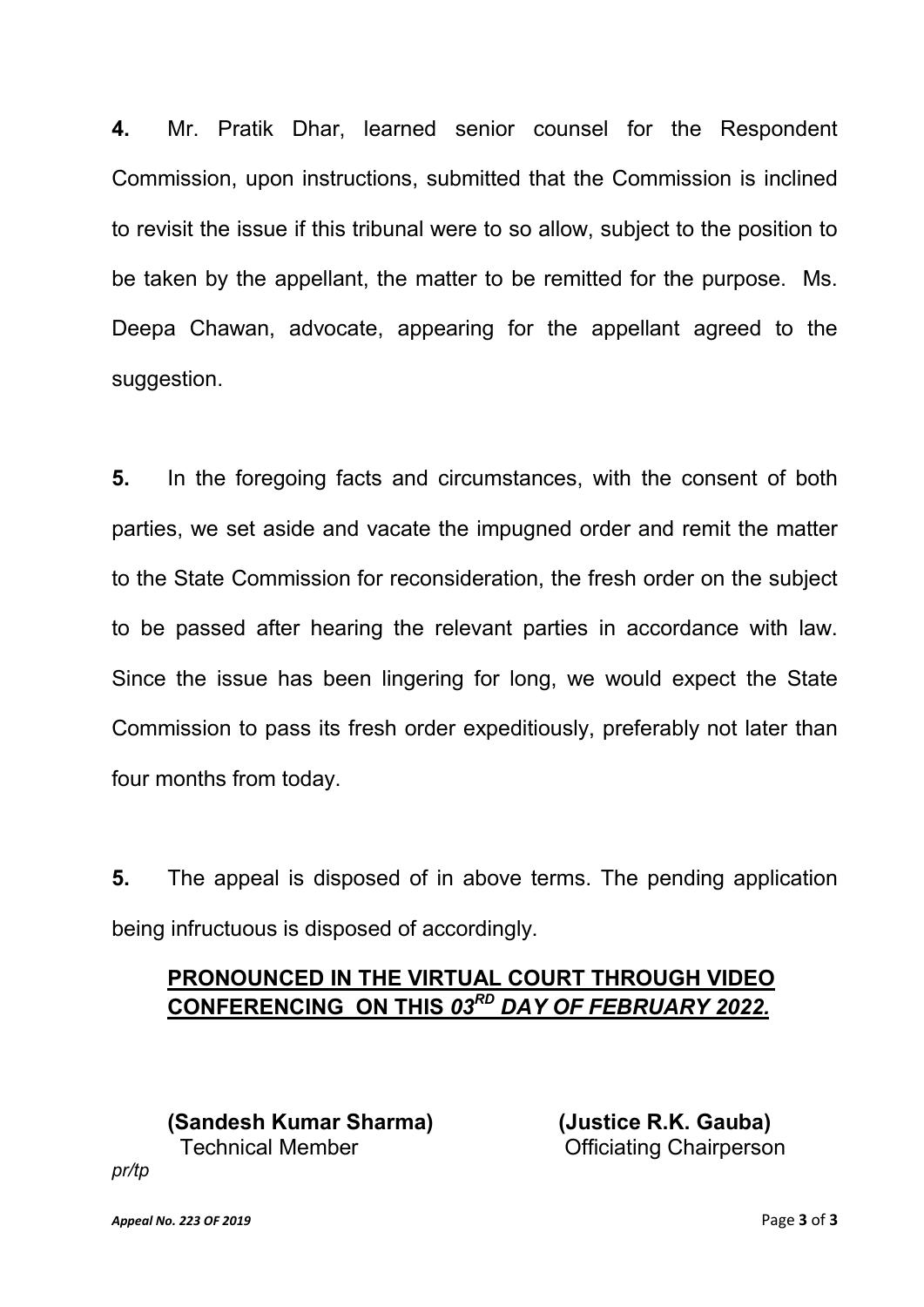**4.** Mr. Pratik Dhar, learned senior counsel for the Respondent Commission, upon instructions, submitted that the Commission is inclined to revisit the issue if this tribunal were to so allow, subject to the position to be taken by the appellant, the matter to be remitted for the purpose. Ms. Deepa Chawan, advocate, appearing for the appellant agreed to the suggestion.

**5.** In the foregoing facts and circumstances, with the consent of both parties, we set aside and vacate the impugned order and remit the matter to the State Commission for reconsideration, the fresh order on the subject to be passed after hearing the relevant parties in accordance with law. Since the issue has been lingering for long, we would expect the State Commission to pass its fresh order expeditiously, preferably not later than four months from today.

**5.** The appeal is disposed of in above terms. The pending application being infructuous is disposed of accordingly.

**PRONOUNCED IN THE VIRTUAL COURT THROUGH VIDEO CONFERENCING ON THIS *03RD DAY OF FEBRUARY 2022.***

**(Sandesh Kumar Sharma)**
Technical Member

**(Justice R.K. Gauba)**
Officiating Chairperson

*pr/tp*

***Appeal No. 223 OF 2019***